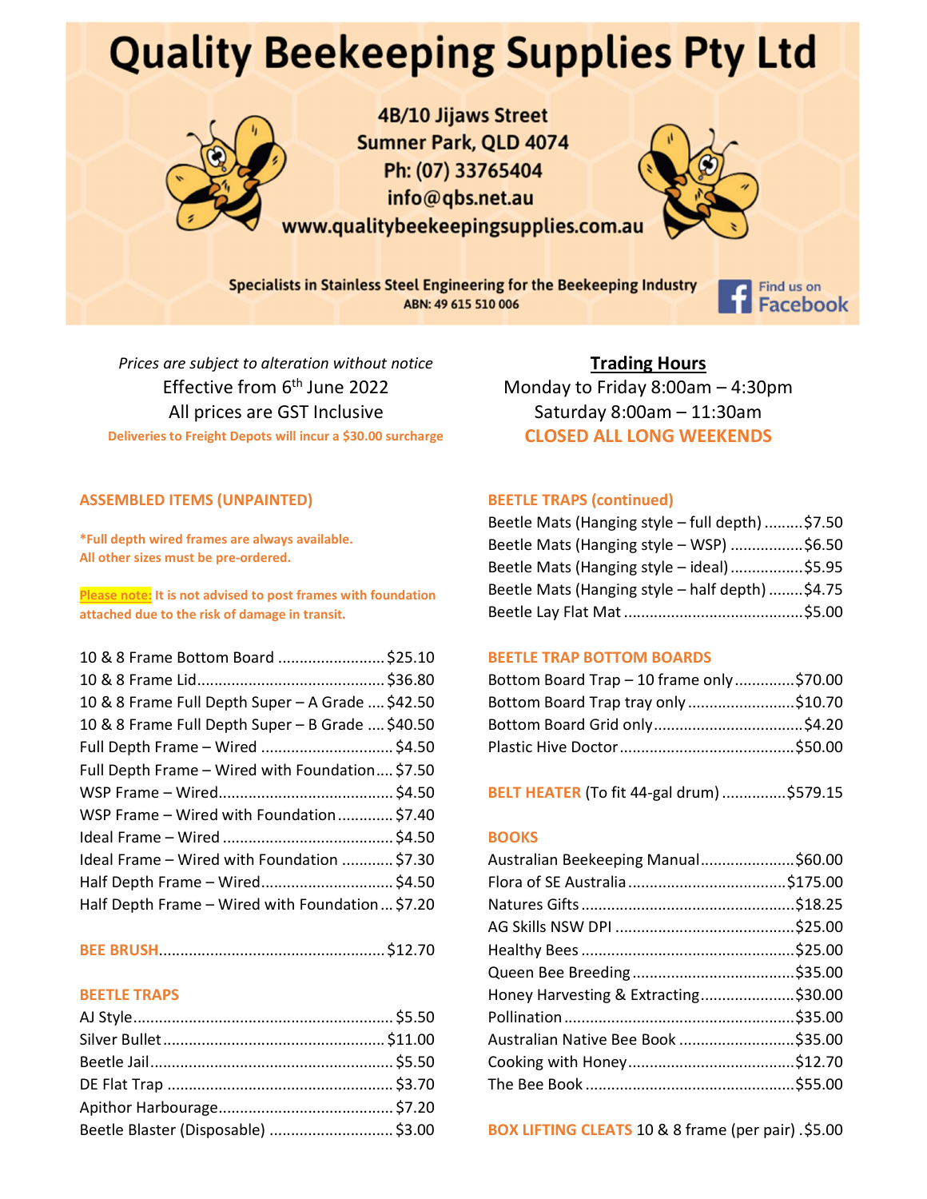# Quality Beekeeping Supplies Pty Ltd

4B/10 Jijaws Street
Sumner Park, QLD 4074
Ph: (07) 33765404
info@qbs.net.au
www.qualitybeekeepingsupplies.com.au

**Specialists in Stainless Steel Engineering for the Beekeeping Industry**
ABN: 49 615 510 006

Find us on Facebook

*Prices are subject to alteration without notice*
Effective from 6th June 2022
All prices are GST Inclusive
**Deliveries to Freight Depots will incur a $30.00 surcharge**

## Trading Hours

Monday to Friday 8:00am – 4:30pm
Saturday 8:00am – 11:30am
**CLOSED ALL LONG WEEKENDS**

## ASSEMBLED ITEMS (UNPAINTED)

***Full depth wired frames are always available.**
**All other sizes must be pre-ordered.**

**Please note: It is not advised to post frames with foundation attached due to the risk of damage in transit.**

| Item | Price |
|---|---|
| 10 & 8 Frame Bottom Board | $25.10 |
| 10 & 8 Frame Lid | $36.80 |
| 10 & 8 Frame Full Depth Super – A Grade | $42.50 |
| 10 & 8 Frame Full Depth Super – B Grade | $40.50 |
| Full Depth Frame – Wired | $4.50 |
| Full Depth Frame – Wired with Foundation | $7.50 |
| WSP Frame – Wired | $4.50 |
| WSP Frame – Wired with Foundation | $7.40 |
| Ideal Frame – Wired | $4.50 |
| Ideal Frame – Wired with Foundation | $7.30 |
| Half Depth Frame – Wired | $4.50 |
| Half Depth Frame – Wired with Foundation | $7.20 |

## BEE BRUSH ............ $12.70

## BEETLE TRAPS

| Item | Price |
|---|---|
| AJ Style | $5.50 |
| Silver Bullet | $11.00 |
| Beetle Jail | $5.50 |
| DE Flat Trap | $3.70 |
| Apithor Harbourage | $7.20 |
| Beetle Blaster (Disposable) | $3.00 |

## BEETLE TRAPS (continued)

| Item | Price |
|---|---|
| Beetle Mats (Hanging style – full depth) | $7.50 |
| Beetle Mats (Hanging style – WSP) | $6.50 |
| Beetle Mats (Hanging style – ideal) | $5.95 |
| Beetle Mats (Hanging style – half depth) | $4.75 |
| Beetle Lay Flat Mat | $5.00 |

## BEETLE TRAP BOTTOM BOARDS

| Item | Price |
|---|---|
| Bottom Board Trap – 10 frame only | $70.00 |
| Bottom Board Trap tray only | $10.70 |
| Bottom Board Grid only | $4.20 |
| Plastic Hive Doctor | $50.00 |

## BELT HEATER (To fit 44-gal drum) ............ $579.15

## BOOKS

| Item | Price |
|---|---|
| Australian Beekeeping Manual | $60.00 |
| Flora of SE Australia | $175.00 |
| Natures Gifts | $18.25 |
| AG Skills NSW DPI | $25.00 |
| Healthy Bees | $25.00 |
| Queen Bee Breeding | $35.00 |
| Honey Harvesting & Extracting | $30.00 |
| Pollination | $35.00 |
| Australian Native Bee Book | $35.00 |
| Cooking with Honey | $12.70 |
| The Bee Book | $55.00 |

## BOX LIFTING CLEATS 10 & 8 frame (per pair) . $5.00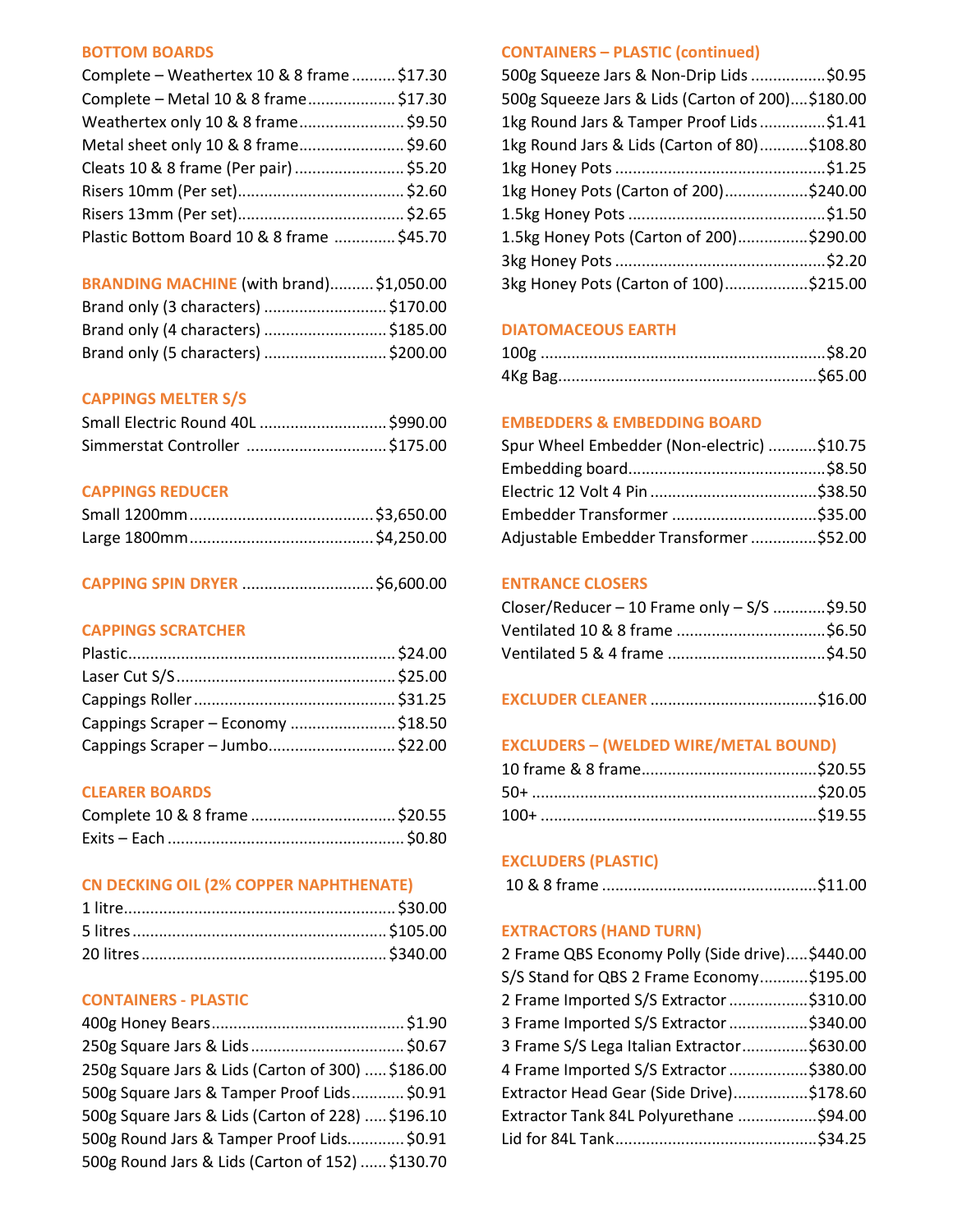## BOTTOM BOARDS

Complete – Weathertex 10 & 8 frame .......... $17.30
Complete – Metal 10 & 8 frame .......... $17.30
Weathertex only 10 & 8 frame .......... $9.50
Metal sheet only 10 & 8 frame .......... $9.60
Cleats 10 & 8 frame (Per pair) .......... $5.20
Risers 10mm (Per set) .......... $2.60
Risers 13mm (Per set) .......... $2.65
Plastic Bottom Board 10 & 8 frame .......... $45.70

## BRANDING MACHINE (with brand) .......... $1,050.00

Brand only (3 characters) .......... $170.00
Brand only (4 characters) .......... $185.00
Brand only (5 characters) .......... $200.00

## CAPPINGS MELTER S/S

Small Electric Round 40L .......... $990.00
Simmerstat Controller .......... $175.00

## CAPPINGS REDUCER

Small 1200mm .......... $3,650.00
Large 1800mm .......... $4,250.00

## CAPPING SPIN DRYER .......... $6,600.00

## CAPPINGS SCRATCHER

Plastic .......... $24.00
Laser Cut S/S .......... $25.00
Cappings Roller .......... $31.25
Cappings Scraper – Economy .......... $18.50
Cappings Scraper – Jumbo .......... $22.00

## CLEARER BOARDS

Complete 10 & 8 frame .......... $20.55
Exits – Each .......... $0.80

## CN DECKING OIL (2% COPPER NAPHTHENATE)

1 litre .......... $30.00
5 litres .......... $105.00
20 litres .......... $340.00

## CONTAINERS - PLASTIC

400g Honey Bears .......... $1.90
250g Square Jars & Lids .......... $0.67
250g Square Jars & Lids (Carton of 300) .......... $186.00
500g Square Jars & Tamper Proof Lids .......... $0.91
500g Square Jars & Lids (Carton of 228) .......... $196.10
500g Round Jars & Tamper Proof Lids .......... $0.91
500g Round Jars & Lids (Carton of 152) .......... $130.70

## CONTAINERS – PLASTIC (continued)

500g Squeeze Jars & Non-Drip Lids .......... $0.95
500g Squeeze Jars & Lids (Carton of 200) .......... $180.00
1kg Round Jars & Tamper Proof Lids .......... $1.41
1kg Round Jars & Lids (Carton of 80) .......... $108.80
1kg Honey Pots .......... $1.25
1kg Honey Pots (Carton of 200) .......... $240.00
1.5kg Honey Pots .......... $1.50
1.5kg Honey Pots (Carton of 200) .......... $290.00
3kg Honey Pots .......... $2.20
3kg Honey Pots (Carton of 100) .......... $215.00

## DIATOMACEOUS EARTH

100g .......... $8.20
4Kg Bag .......... $65.00

## EMBEDDERS & EMBEDDING BOARD

Spur Wheel Embedder (Non-electric) .......... $10.75
Embedding board .......... $8.50
Electric 12 Volt 4 Pin .......... $38.50
Embedder Transformer .......... $35.00
Adjustable Embedder Transformer .......... $52.00

## ENTRANCE CLOSERS

Closer/Reducer – 10 Frame only – S/S .......... $9.50
Ventilated 10 & 8 frame .......... $6.50
Ventilated 5 & 4 frame .......... $4.50

## EXCLUDER CLEANER .......... $16.00

## EXCLUDERS – (WELDED WIRE/METAL BOUND)

10 frame & 8 frame .......... $20.55
50+ .......... $20.05
100+ .......... $19.55

## EXCLUDERS (PLASTIC)

10 & 8 frame .......... $11.00

## EXTRACTORS (HAND TURN)

2 Frame QBS Economy Polly (Side drive) .......... $440.00
S/S Stand for QBS 2 Frame Economy .......... $195.00
2 Frame Imported S/S Extractor .......... $310.00
3 Frame Imported S/S Extractor .......... $340.00
3 Frame S/S Lega Italian Extractor .......... $630.00
4 Frame Imported S/S Extractor .......... $380.00
Extractor Head Gear (Side Drive) .......... $178.60
Extractor Tank 84L Polyurethane .......... $94.00
Lid for 84L Tank .......... $34.25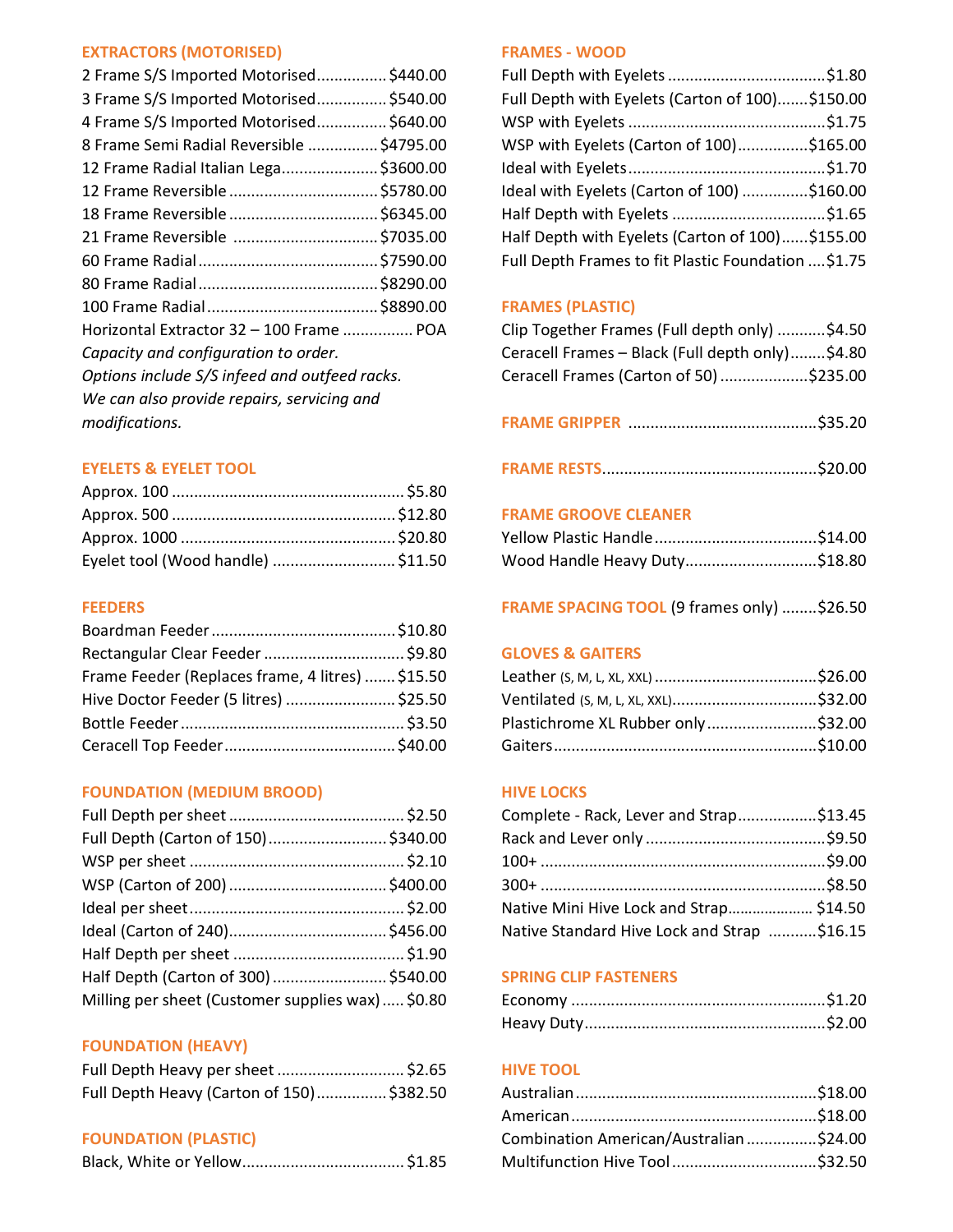### EXTRACTORS (MOTORISED)

2 Frame S/S Imported Motorised................ $440.00
3 Frame S/S Imported Motorised................ $540.00
4 Frame S/S Imported Motorised................ $640.00
8 Frame Semi Radial Reversible ................ $4795.00
12 Frame Radial Italian Lega...................... $3600.00
12 Frame Reversible .................................. $5780.00
18 Frame Reversible .................................. $6345.00
21 Frame Reversible .................................. $7035.00
60 Frame Radial.......................................... $7590.00
80 Frame Radial.......................................... $8290.00
100 Frame Radial........................................ $8890.00
Horizontal Extractor 32 – 100 Frame ................ POA

*Capacity and configuration to order.*
*Options include S/S infeed and outfeed racks.*
*We can also provide repairs, servicing and modifications.*

### EYELETS & EYELET TOOL

Approx. 100 .................................................... $5.80
Approx. 500 .................................................. $12.80
Approx. 1000 ................................................ $20.80
Eyelet tool (Wood handle) ............................ $11.50

### FEEDERS

Boardman Feeder .......................................... $10.80
Rectangular Clear Feeder ................................ $9.80
Frame Feeder (Replaces frame, 4 litres) ....... $15.50
Hive Doctor Feeder (5 litres) ......................... $25.50
Bottle Feeder .................................................. $3.50
Ceracell Top Feeder....................................... $40.00

### FOUNDATION (MEDIUM BROOD)

Full Depth per sheet ........................................ $2.50
Full Depth (Carton of 150)........................... $340.00
WSP per sheet ................................................. $2.10
WSP (Carton of 200) .................................... $400.00
Ideal per sheet................................................. $2.00
Ideal (Carton of 240).................................... $456.00
Half Depth per sheet ....................................... $1.90
Half Depth (Carton of 300) .......................... $540.00
Milling per sheet (Customer supplies wax)..... $0.80

### FOUNDATION (HEAVY)

Full Depth Heavy per sheet ............................. $2.65
Full Depth Heavy (Carton of 150)................ $382.50

### FOUNDATION (PLASTIC)

Black, White or Yellow..................................... $1.85

### FRAMES - WOOD

Full Depth with Eyelets ....................................$1.80
Full Depth with Eyelets (Carton of 100).......$150.00
WSP with Eyelets .............................................$1.75
WSP with Eyelets (Carton of 100)................$165.00
Ideal with Eyelets.............................................$1.70
Ideal with Eyelets (Carton of 100) ...............$160.00
Half Depth with Eyelets ...................................$1.65
Half Depth with Eyelets (Carton of 100)......$155.00
Full Depth Frames to fit Plastic Foundation ....$1.75

### FRAMES (PLASTIC)

Clip Together Frames (Full depth only) ...........$4.50
Ceracell Frames – Black (Full depth only)........$4.80
Ceracell Frames (Carton of 50) ....................$235.00

### FRAME GRIPPER ...........................................$35.20

### FRAME RESTS.................................................$20.00

### FRAME GROOVE CLEANER

Yellow Plastic Handle.....................................$14.00
Wood Handle Heavy Duty..............................$18.80

### FRAME SPACING TOOL (9 frames only) ........$26.50

### GLOVES & GAITERS

Leather (S, M, L, XL, XXL) ....................................$26.00
Ventilated (S, M, L, XL, XXL)................................$32.00
Plastichrome XL Rubber only.........................$32.00
Gaiters...........................................................$10.00

### HIVE LOCKS

Complete - Rack, Lever and Strap..................$13.45
Rack and Lever only .........................................$9.50
100+ ................................................................$9.00
300+ ................................................................$8.50
Native Mini Hive Lock and Strap.................... $14.50
Native Standard Hive Lock and Strap ...........$16.15

### SPRING CLIP FASTENERS

Economy .........................................................$1.20
Heavy Duty......................................................$2.00

### HIVE TOOL

Australian......................................................$18.00
American.......................................................$18.00
Combination American/Australian ................$24.00
Multifunction Hive Tool .................................$32.50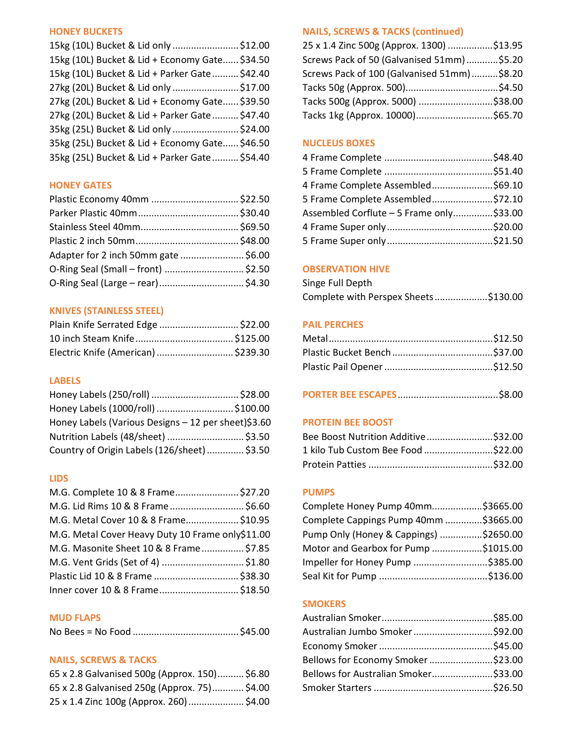## HONEY BUCKETS

| Item | Price |
|---|---|
| 15kg (10L) Bucket & Lid only | $12.00 |
| 15kg (10L) Bucket & Lid + Economy Gate | $34.50 |
| 15kg (10L) Bucket & Lid + Parker Gate | $42.40 |
| 27kg (20L) Bucket & Lid only | $17.00 |
| 27kg (20L) Bucket & Lid + Economy Gate | $39.50 |
| 27kg (20L) Bucket & Lid + Parker Gate | $47.40 |
| 35kg (25L) Bucket & Lid only | $24.00 |
| 35kg (25L) Bucket & Lid + Economy Gate | $46.50 |
| 35kg (25L) Bucket & Lid + Parker Gate | $54.40 |

## HONEY GATES

| Item | Price |
|---|---|
| Plastic Economy 40mm | $22.50 |
| Parker Plastic 40mm | $30.40 |
| Stainless Steel 40mm | $69.50 |
| Plastic 2 inch 50mm | $48.00 |
| Adapter for 2 inch 50mm gate | $6.00 |
| O-Ring Seal (Small – front) | $2.50 |
| O-Ring Seal (Large – rear) | $4.30 |

## KNIVES (STAINLESS STEEL)

| Item | Price |
|---|---|
| Plain Knife Serrated Edge | $22.00 |
| 10 inch Steam Knife | $125.00 |
| Electric Knife (American) | $239.30 |

## LABELS

| Item | Price |
|---|---|
| Honey Labels (250/roll) | $28.00 |
| Honey Labels (1000/roll) | $100.00 |
| Honey Labels (Various Designs – 12 per sheet) | $3.60 |
| Nutrition Labels (48/sheet) | $3.50 |
| Country of Origin Labels (126/sheet) | $3.50 |

## LIDS

| Item | Price |
|---|---|
| M.G. Complete 10 & 8 Frame | $27.20 |
| M.G. Lid Rims 10 & 8 Frame | $6.60 |
| M.G. Metal Cover 10 & 8 Frame | $10.95 |
| M.G. Metal Cover Heavy Duty 10 Frame only | $11.00 |
| M.G. Masonite Sheet 10 & 8 Frame | $7.85 |
| M.G. Vent Grids (Set of 4) | $1.80 |
| Plastic Lid 10 & 8 Frame | $38.30 |
| Inner cover 10 & 8 Frame | $18.50 |

## MUD FLAPS

| Item | Price |
|---|---|
| No Bees = No Food | $45.00 |

## NAILS, SCREWS & TACKS

| Item | Price |
|---|---|
| 65 x 2.8 Galvanised 500g (Approx. 150) | $6.80 |
| 65 x 2.8 Galvanised 250g (Approx. 75) | $4.00 |
| 25 x 1.4 Zinc 100g (Approx. 260) | $4.00 |

## NAILS, SCREWS & TACKS (continued)

| Item | Price |
|---|---|
| 25 x 1.4 Zinc 500g (Approx. 1300) | $13.95 |
| Screws Pack of 50 (Galvanised 51mm) | $5.20 |
| Screws Pack of 100 (Galvanised 51mm) | $8.20 |
| Tacks 50g (Approx. 500) | $4.50 |
| Tacks 500g (Approx. 5000) | $38.00 |
| Tacks 1kg (Approx. 10000) | $65.70 |

## NUCLEUS BOXES

| Item | Price |
|---|---|
| 4 Frame Complete | $48.40 |
| 5 Frame Complete | $51.40 |
| 4 Frame Complete Assembled | $69.10 |
| 5 Frame Complete Assembled | $72.10 |
| Assembled Corflute – 5 Frame only | $33.00 |
| 4 Frame Super only | $20.00 |
| 5 Frame Super only | $21.50 |

## OBSERVATION HIVE

| Item | Price |
|---|---|
| Singe Full Depth Complete with Perspex Sheets | $130.00 |

## PAIL PERCHES

| Item | Price |
|---|---|
| Metal | $12.50 |
| Plastic Bucket Bench | $37.00 |
| Plastic Pail Opener | $12.50 |

## PORTER BEE ESCAPES ....... $8.00

## PROTEIN BEE BOOST

| Item | Price |
|---|---|
| Bee Boost Nutrition Additive | $32.00 |
| 1 kilo Tub Custom Bee Food | $22.00 |
| Protein Patties | $32.00 |

## PUMPS

| Item | Price |
|---|---|
| Complete Honey Pump 40mm | $3665.00 |
| Complete Cappings Pump 40mm | $3665.00 |
| Pump Only (Honey & Cappings) | $2650.00 |
| Motor and Gearbox for Pump | $1015.00 |
| Impeller for Honey Pump | $385.00 |
| Seal Kit for Pump | $136.00 |

## SMOKERS

| Item | Price |
|---|---|
| Australian Smoker | $85.00 |
| Australian Jumbo Smoker | $92.00 |
| Economy Smoker | $45.00 |
| Bellows for Economy Smoker | $23.00 |
| Bellows for Australian Smoker | $33.00 |
| Smoker Starters | $26.50 |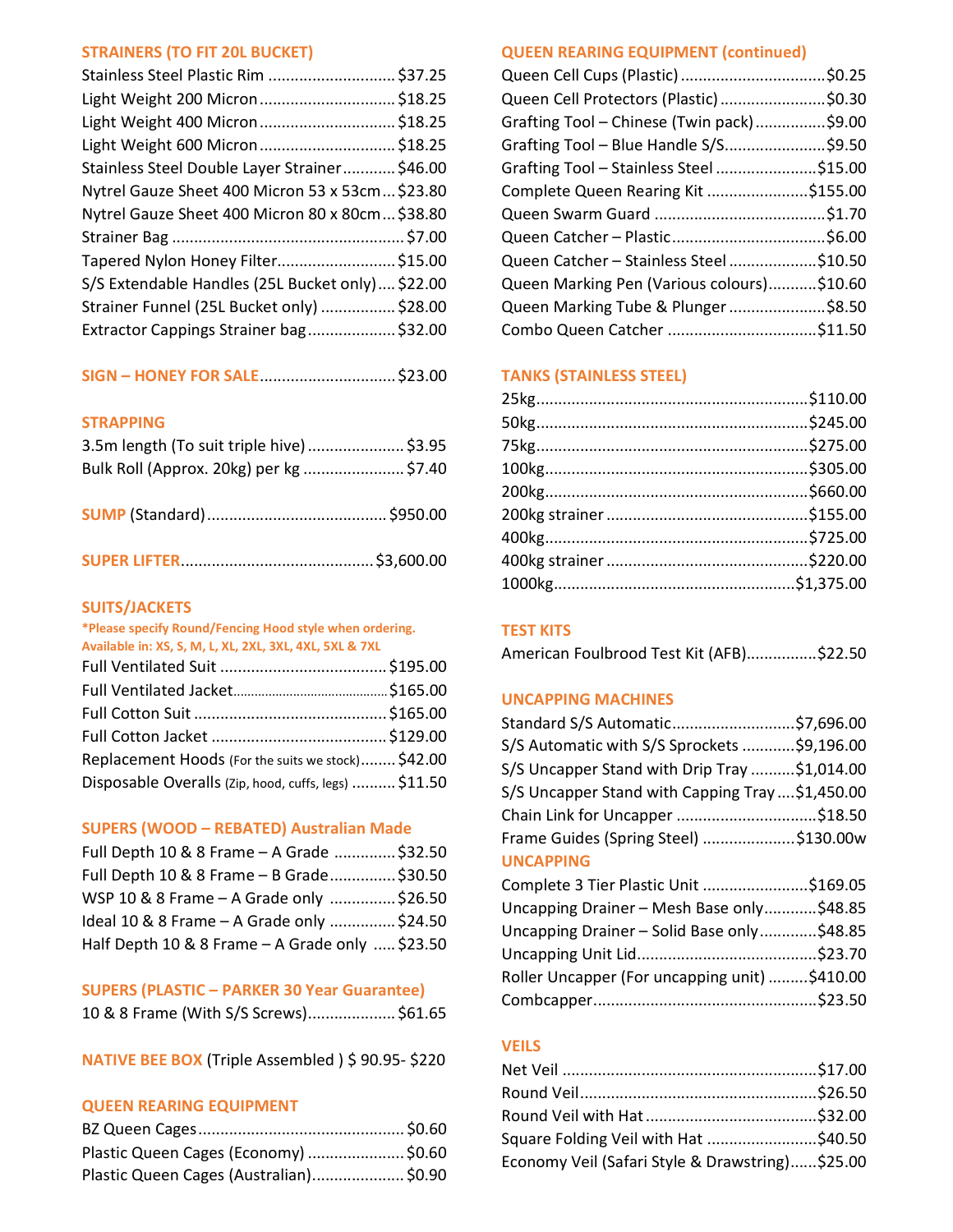## STRAINERS (TO FIT 20L BUCKET)

| Item | Price |
|---|---|
| Stainless Steel Plastic Rim | $37.25 |
| Light Weight 200 Micron | $18.25 |
| Light Weight 400 Micron | $18.25 |
| Light Weight 600 Micron | $18.25 |
| Stainless Steel Double Layer Strainer | $46.00 |
| Nytrel Gauze Sheet 400 Micron 53 x 53cm | $23.80 |
| Nytrel Gauze Sheet 400 Micron 80 x 80cm | $38.80 |
| Strainer Bag | $7.00 |
| Tapered Nylon Honey Filter | $15.00 |
| S/S Extendable Handles (25L Bucket only) | $22.00 |
| Strainer Funnel (25L Bucket only) | $28.00 |
| Extractor Cappings Strainer bag | $32.00 |

## SIGN – HONEY FOR SALE ........ $23.00

## STRAPPING

| Item | Price |
|---|---|
| 3.5m length (To suit triple hive) | $3.95 |
| Bulk Roll (Approx. 20kg) per kg | $7.40 |

## SUMP (Standard) ........ $950.00

## SUPER LIFTER ........ $3,600.00

## SUITS/JACKETS

*Please specify Round/Fencing Hood style when ordering. Available in: XS, S, M, L, XL, 2XL, 3XL, 4XL, 5XL & 7XL

| Item | Price |
|---|---|
| Full Ventilated Suit | $195.00 |
| Full Ventilated Jacket | $165.00 |
| Full Cotton Suit | $165.00 |
| Full Cotton Jacket | $129.00 |
| Replacement Hoods (For the suits we stock) | $42.00 |
| Disposable Overalls (Zip, hood, cuffs, legs) | $11.50 |

## SUPERS (WOOD – REBATED) Australian Made

| Item | Price |
|---|---|
| Full Depth 10 & 8 Frame – A Grade | $32.50 |
| Full Depth 10 & 8 Frame – B Grade | $30.50 |
| WSP 10 & 8 Frame – A Grade only | $26.50 |
| Ideal 10 & 8 Frame – A Grade only | $24.50 |
| Half Depth 10 & 8 Frame – A Grade only | $23.50 |

## SUPERS (PLASTIC – PARKER 30 Year Guarantee)

| Item | Price |
|---|---|
| 10 & 8 Frame (With S/S Screws) | $61.65 |

## NATIVE BEE BOX (Triple Assembled ) $ 90.95- $220

## QUEEN REARING EQUIPMENT

| Item | Price |
|---|---|
| BZ Queen Cages | $0.60 |
| Plastic Queen Cages (Economy) | $0.60 |
| Plastic Queen Cages (Australian) | $0.90 |

## QUEEN REARING EQUIPMENT (continued)

| Item | Price |
|---|---|
| Queen Cell Cups (Plastic) | $0.25 |
| Queen Cell Protectors (Plastic) | $0.30 |
| Grafting Tool – Chinese (Twin pack) | $9.00 |
| Grafting Tool – Blue Handle S/S | $9.50 |
| Grafting Tool – Stainless Steel | $15.00 |
| Complete Queen Rearing Kit | $155.00 |
| Queen Swarm Guard | $1.70 |
| Queen Catcher – Plastic | $6.00 |
| Queen Catcher – Stainless Steel | $10.50 |
| Queen Marking Pen (Various colours) | $10.60 |
| Queen Marking Tube & Plunger | $8.50 |
| Combo Queen Catcher | $11.50 |

## TANKS (STAINLESS STEEL)

| Item | Price |
|---|---|
| 25kg | $110.00 |
| 50kg | $245.00 |
| 75kg | $275.00 |
| 100kg | $305.00 |
| 200kg | $660.00 |
| 200kg strainer | $155.00 |
| 400kg | $725.00 |
| 400kg strainer | $220.00 |
| 1000kg | $1,375.00 |

## TEST KITS

| Item | Price |
|---|---|
| American Foulbrood Test Kit (AFB) | $22.50 |

## UNCAPPING MACHINES

| Item | Price |
|---|---|
| Standard S/S Automatic | $7,696.00 |
| S/S Automatic with S/S Sprockets | $9,196.00 |
| S/S Uncapper Stand with Drip Tray | $1,014.00 |
| S/S Uncapper Stand with Capping Tray | $1,450.00 |
| Chain Link for Uncapper | $18.50 |
| Frame Guides (Spring Steel) | $130.00w |

## UNCAPPING

| Item | Price |
|---|---|
| Complete 3 Tier Plastic Unit | $169.05 |
| Uncapping Drainer – Mesh Base only | $48.85 |
| Uncapping Drainer – Solid Base only | $48.85 |
| Uncapping Unit Lid | $23.70 |
| Roller Uncapper (For uncapping unit) | $410.00 |
| Combcapper | $23.50 |

## VEILS

| Item | Price |
|---|---|
| Net Veil | $17.00 |
| Round Veil | $26.50 |
| Round Veil with Hat | $32.00 |
| Square Folding Veil with Hat | $40.50 |
| Economy Veil (Safari Style & Drawstring) | $25.00 |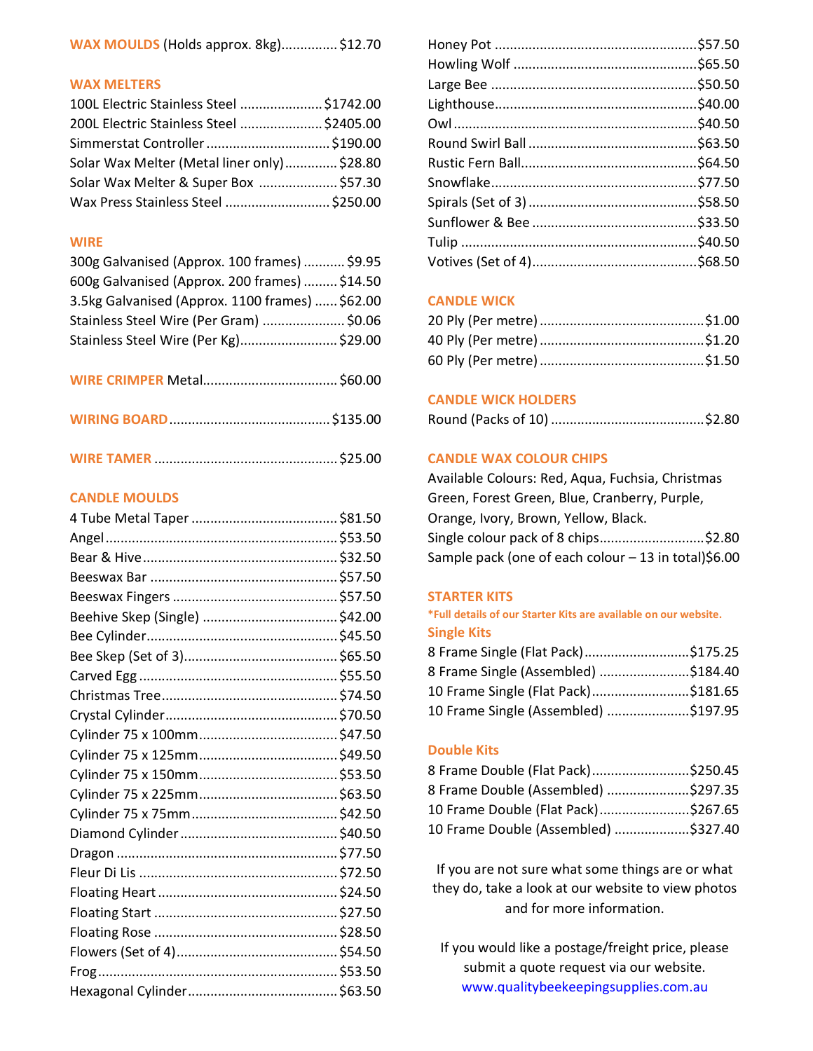**WAX MOULDS** (Holds approx. 8kg)............... $12.70

## WAX MELTERS

100L Electric Stainless Steel ...................... $1742.00
200L Electric Stainless Steel ...................... $2405.00
Simmerstat Controller ................................. $190.00
Solar Wax Melter (Metal liner only).............. $28.80
Solar Wax Melter & Super Box ..................... $57.30
Wax Press Stainless Steel ............................ $250.00

## WIRE

300g Galvanised (Approx. 100 frames) ........... $9.95
600g Galvanised (Approx. 200 frames) ......... $14.50
3.5kg Galvanised (Approx. 1100 frames) ...... $62.00
Stainless Steel Wire (Per Gram) ...................... $0.06
Stainless Steel Wire (Per Kg).......................... $29.00

**WIRE CRIMPER** Metal.................................... $60.00

**WIRING BOARD**........................................... $135.00

**WIRE TAMER** ................................................. $25.00

## CANDLE MOULDS

4 Tube Metal Taper ....................................... $81.50
Angel ............................................................. $53.50
Bear & Hive ................................................... $32.50
Beeswax Bar .................................................. $57.50
Beeswax Fingers ............................................ $57.50
Beehive Skep (Single) .................................... $42.00
Bee Cylinder................................................... $45.50
Bee Skep (Set of 3)......................................... $65.50
Carved Egg ..................................................... $55.50
Christmas Tree............................................... $74.50
Crystal Cylinder.............................................. $70.50
Cylinder 75 x 100mm..................................... $47.50
Cylinder 75 x 125mm..................................... $49.50
Cylinder 75 x 150mm..................................... $53.50
Cylinder 75 x 225mm..................................... $63.50
Cylinder 75 x 75mm....................................... $42.50
Diamond Cylinder .......................................... $40.50
Dragon ........................................................... $77.50
Fleur Di Lis ..................................................... $72.50
Floating Heart ................................................ $24.50
Floating Start ................................................. $27.50
Floating Rose ................................................. $28.50
Flowers (Set of 4)........................................... $54.50
Frog................................................................ $53.50
Hexagonal Cylinder........................................ $63.50
Honey Pot ...................................................... $57.50
Howling Wolf ................................................. $65.50
Large Bee ....................................................... $50.50
Lighthouse...................................................... $40.00
Owl ................................................................. $40.50
Round Swirl Ball ............................................. $63.50
Rustic Fern Ball............................................... $64.50
Snowflake....................................................... $77.50
Spirals (Set of 3) ............................................. $58.50
Sunflower & Bee ............................................ $33.50
Tulip ............................................................... $40.50
Votives (Set of 4)............................................ $68.50

## CANDLE WICK

20 Ply (Per metre) ............................................ $1.00
40 Ply (Per metre) ............................................ $1.20
60 Ply (Per metre) ............................................ $1.50

## CANDLE WICK HOLDERS

Round (Packs of 10) ......................................... $2.80

## CANDLE WAX COLOUR CHIPS

Available Colours: Red, Aqua, Fuchsia, Christmas Green, Forest Green, Blue, Cranberry, Purple, Orange, Ivory, Brown, Yellow, Black.

Single colour pack of 8 chips............................ $2.80
Sample pack (one of each colour – 13 in total) $6.00

## STARTER KITS

*Full details of our Starter Kits are available on our website.

### Single Kits

8 Frame Single (Flat Pack)............................ $175.25
8 Frame Single (Assembled) ........................ $184.40
10 Frame Single (Flat Pack).......................... $181.65
10 Frame Single (Assembled) ...................... $197.95

### Double Kits

8 Frame Double (Flat Pack).......................... $250.45
8 Frame Double (Assembled) ...................... $297.35
10 Frame Double (Flat Pack)........................ $267.65
10 Frame Double (Assembled) .................... $327.40

If you are not sure what some things are or what they do, take a look at our website to view photos and for more information.

If you would like a postage/freight price, please submit a quote request via our website.
www.qualitybeekeepingsupplies.com.au